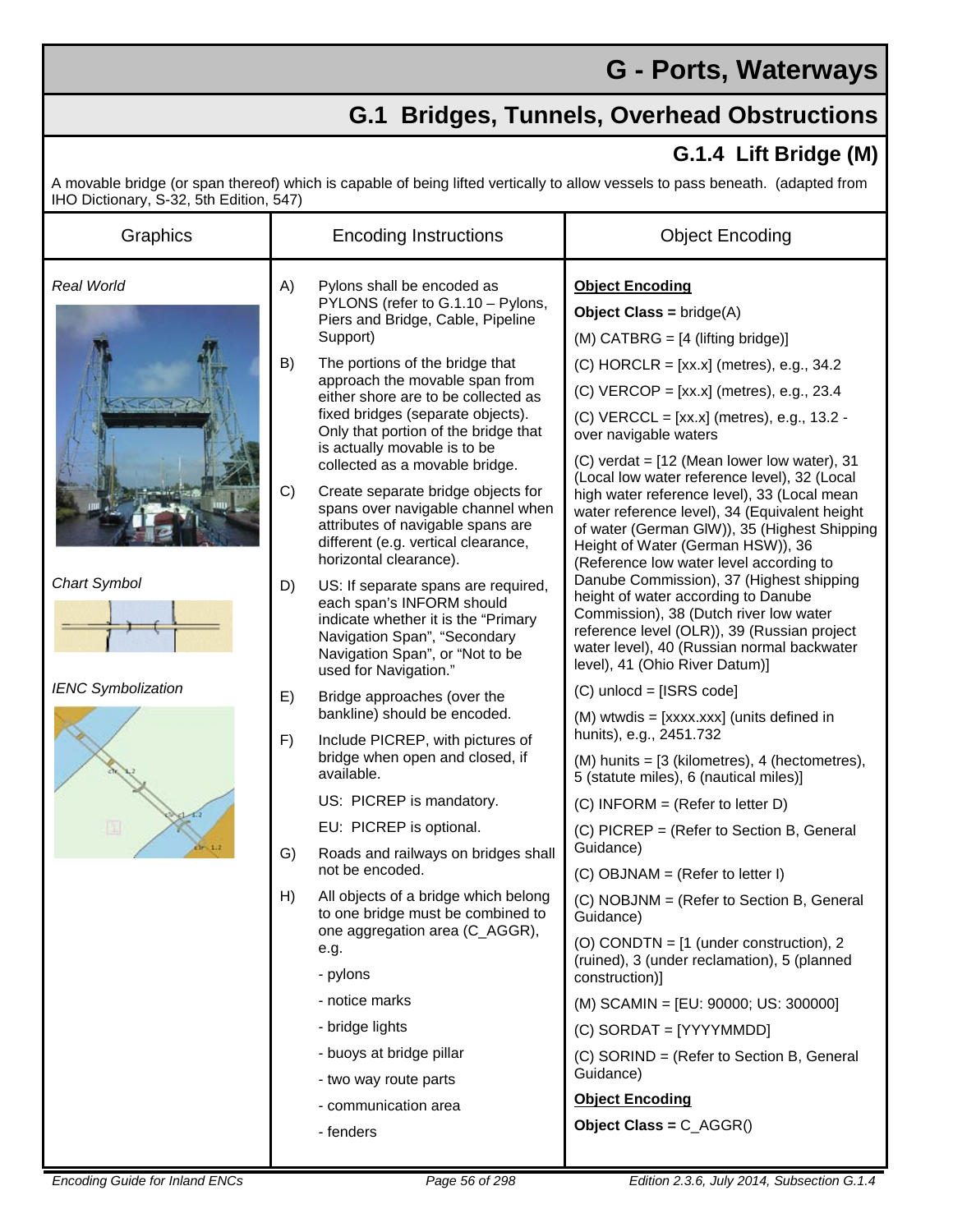# G - Ports, Waterways

## G.1 Bridges, Tunnels, Overhead Obstructions

### G.1.4 Lift Bridge (M)

A movable bridge (or span thereof) which is capable of being lifted vertically to allow vessels to pass beneath. (adapted from IHO Dictionary, S-32, 5th Edition, 547)

| Graphics | Encoding Instructions | Object Encoding |
|---|---|---|
| *Real World*<br><br>*Chart Symbol*<br><br>*IENC Symbolization* | A) Pylons shall be encoded as PYLONS (refer to G.1.10 – Pylons, Piers and Bridge, Cable, Pipeline Support)<br><br>B) The portions of the bridge that approach the movable span from either shore are to be collected as fixed bridges (separate objects). Only that portion of the bridge that is actually movable is to be collected as a movable bridge.<br><br>C) Create separate bridge objects for spans over navigable channel when attributes of navigable spans are different (e.g. vertical clearance, horizontal clearance).<br><br>D) US: If separate spans are required, each span's INFORM should indicate whether it is the "Primary Navigation Span", "Secondary Navigation Span", or "Not to be used for Navigation."<br><br>E) Bridge approaches (over the bankline) should be encoded.<br><br>F) Include PICREP, with pictures of bridge when open and closed, if available.<br>US: PICREP is mandatory.<br>EU: PICREP is optional.<br><br>G) Roads and railways on bridges shall not be encoded.<br><br>H) All objects of a bridge which belong to one bridge must be combined to one aggregation area (C_AGGR), e.g.<br>- pylons<br>- notice marks<br>- bridge lights<br>- buoys at bridge pillar<br>- two way route parts<br>- communication area<br>- fenders | **Object Encoding**<br>**Object Class =** bridge(A)<br>(M) CATBRG = [4 (lifting bridge)]<br>(C) HORCLR = [xx.x] (metres), e.g., 34.2<br>(C) VERCOP = [xx.x] (metres), e.g., 23.4<br>(C) VERCCL = [xx.x] (metres), e.g., 13.2 - over navigable waters<br>(C) verdat = [12 (Mean lower low water), 31 (Local low water reference level), 32 (Local high water reference level), 33 (Local mean water reference level), 34 (Equivalent height of water (German GlW)), 35 (Highest Shipping Height of Water (German HSW)), 36 (Reference low water level according to Danube Commission), 37 (Highest shipping height of water according to Danube Commission), 38 (Dutch river low water reference level (OLR)), 39 (Russian project water level), 40 (Russian normal backwater level), 41 (Ohio River Datum)]<br>(C) unlocd = [ISRS code]<br>(M) wtwdis = [xxxx.xxx] (units defined in hunits), e.g., 2451.732<br>(M) hunits = [3 (kilometres), 4 (hectometres), 5 (statute miles), 6 (nautical miles)]<br>(C) INFORM = (Refer to letter D)<br>(C) PICREP = (Refer to Section B, General Guidance)<br>(C) OBJNAM = (Refer to letter I)<br>(C) NOBJNM = (Refer to Section B, General Guidance)<br>(O) CONDTN = [1 (under construction), 2 (ruined), 3 (under reclamation), 5 (planned construction)]<br>(M) SCAMIN = [EU: 90000; US: 300000]<br>(C) SORDAT = [YYYYMMDD]<br>(C) SORIND = (Refer to Section B, General Guidance)<br>**Object Encoding**<br>**Object Class =** C_AGGR() |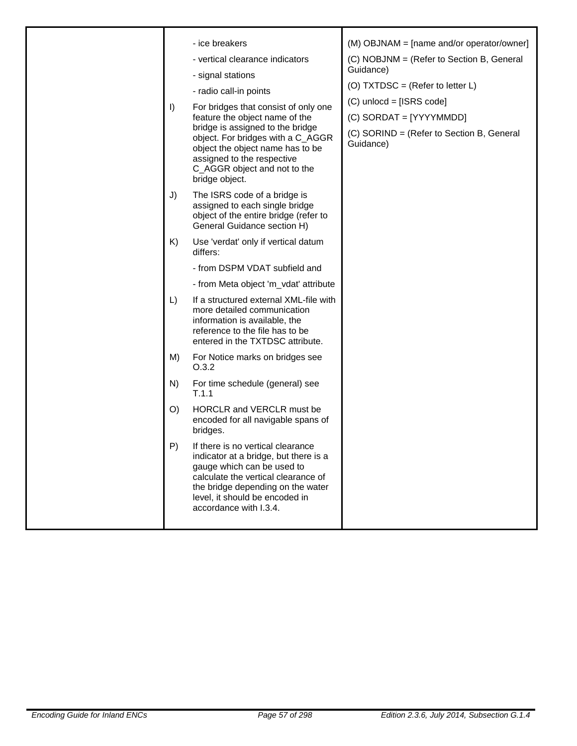| | | |
|---|---|---|
| | - ice breakers<br>- vertical clearance indicators<br>- signal stations<br>- radio call-in points<br>I) For bridges that consist of only one feature the object name of the bridge is assigned to the bridge object. For bridges with a C_AGGR object the object name has to be assigned to the respective C_AGGR object and not to the bridge object.<br>J) The ISRS code of a bridge is assigned to each single bridge object of the entire bridge (refer to General Guidance section H)<br>K) Use 'verdat' only if vertical datum differs:<br>- from DSPM VDAT subfield and<br>- from Meta object 'm_vdat' attribute<br>L) If a structured external XML-file with more detailed communication information is available, the reference to the file has to be entered in the TXTDSC attribute.<br>M) For Notice marks on bridges see O.3.2<br>N) For time schedule (general) see T.1.1<br>O) HORCLR and VERCLR must be encoded for all navigable spans of bridges.<br>P) If there is no vertical clearance indicator at a bridge, but there is a gauge which can be used to calculate the vertical clearance of the bridge depending on the water level, it should be encoded in accordance with I.3.4. | (M) OBJNAM = [name and/or operator/owner]<br>(C) NOBJNM = (Refer to Section B, General Guidance)<br>(O) TXTDSC = (Refer to letter L)<br>(C) unlocd = [ISRS code]<br>(C) SORDAT = [YYYYMMDD]<br>(C) SORIND = (Refer to Section B, General Guidance) |